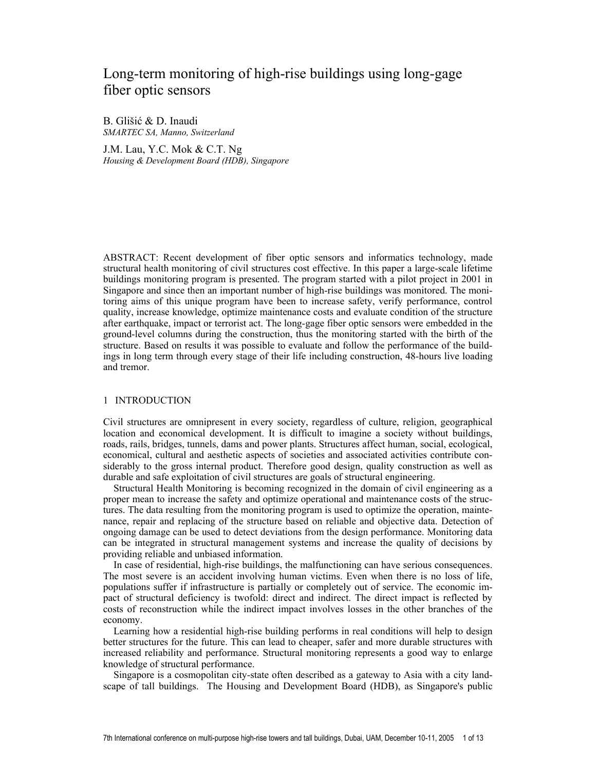# Long-term monitoring of high-rise buildings using long-gage fiber optic sensors

B. Glišić & D. Inaudi
*SMARTEC SA, Manno, Switzerland*

J.M. Lau, Y.C. Mok & C.T. Ng
*Housing & Development Board (HDB), Singapore*

ABSTRACT: Recent development of fiber optic sensors and informatics technology, made structural health monitoring of civil structures cost effective. In this paper a large-scale lifetime buildings monitoring program is presented. The program started with a pilot project in 2001 in Singapore and since then an important number of high-rise buildings was monitored. The monitoring aims of this unique program have been to increase safety, verify performance, control quality, increase knowledge, optimize maintenance costs and evaluate condition of the structure after earthquake, impact or terrorist act. The long-gage fiber optic sensors were embedded in the ground-level columns during the construction, thus the monitoring started with the birth of the structure. Based on results it was possible to evaluate and follow the performance of the buildings in long term through every stage of their life including construction, 48-hours live loading and tremor.

## 1 INTRODUCTION

Civil structures are omnipresent in every society, regardless of culture, religion, geographical location and economical development. It is difficult to imagine a society without buildings, roads, rails, bridges, tunnels, dams and power plants. Structures affect human, social, ecological, economical, cultural and aesthetic aspects of societies and associated activities contribute considerably to the gross internal product. Therefore good design, quality construction as well as durable and safe exploitation of civil structures are goals of structural engineering.

Structural Health Monitoring is becoming recognized in the domain of civil engineering as a proper mean to increase the safety and optimize operational and maintenance costs of the structures. The data resulting from the monitoring program is used to optimize the operation, maintenance, repair and replacing of the structure based on reliable and objective data. Detection of ongoing damage can be used to detect deviations from the design performance. Monitoring data can be integrated in structural management systems and increase the quality of decisions by providing reliable and unbiased information.

In case of residential, high-rise buildings, the malfunctioning can have serious consequences. The most severe is an accident involving human victims. Even when there is no loss of life, populations suffer if infrastructure is partially or completely out of service. The economic impact of structural deficiency is twofold: direct and indirect. The direct impact is reflected by costs of reconstruction while the indirect impact involves losses in the other branches of the economy.

Learning how a residential high-rise building performs in real conditions will help to design better structures for the future. This can lead to cheaper, safer and more durable structures with increased reliability and performance. Structural monitoring represents a good way to enlarge knowledge of structural performance.

Singapore is a cosmopolitan city-state often described as a gateway to Asia with a city landscape of tall buildings. The Housing and Development Board (HDB), as Singapore's public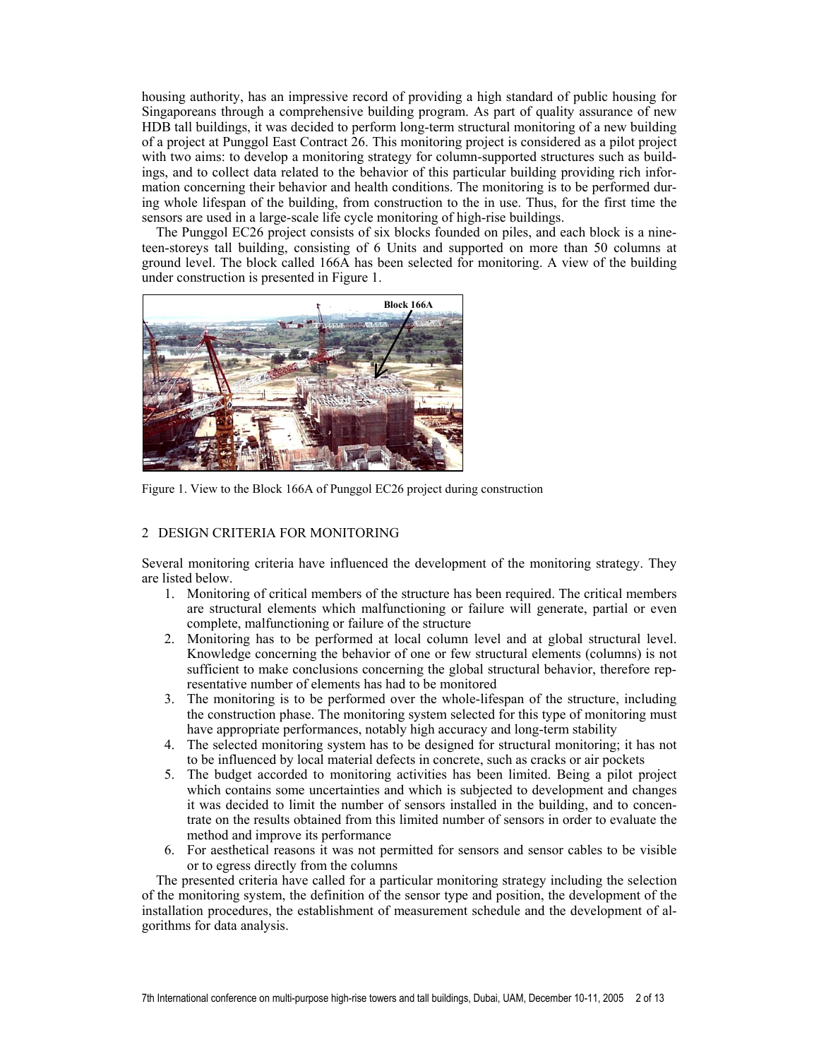housing authority, has an impressive record of providing a high standard of public housing for Singaporeans through a comprehensive building program. As part of quality assurance of new HDB tall buildings, it was decided to perform long-term structural monitoring of a new building of a project at Punggol East Contract 26. This monitoring project is considered as a pilot project with two aims: to develop a monitoring strategy for column-supported structures such as buildings, and to collect data related to the behavior of this particular building providing rich information concerning their behavior and health conditions. The monitoring is to be performed during whole lifespan of the building, from construction to the in use. Thus, for the first time the sensors are used in a large-scale life cycle monitoring of high-rise buildings.

The Punggol EC26 project consists of six blocks founded on piles, and each block is a nineteen-storeys tall building, consisting of 6 Units and supported on more than 50 columns at ground level. The block called 166A has been selected for monitoring. A view of the building under construction is presented in Figure 1.

Figure 1. View to the Block 166A of Punggol EC26 project during construction

## 2 DESIGN CRITERIA FOR MONITORING

Several monitoring criteria have influenced the development of the monitoring strategy. They are listed below.

1. Monitoring of critical members of the structure has been required. The critical members are structural elements which malfunctioning or failure will generate, partial or even complete, malfunctioning or failure of the structure
2. Monitoring has to be performed at local column level and at global structural level. Knowledge concerning the behavior of one or few structural elements (columns) is not sufficient to make conclusions concerning the global structural behavior, therefore representative number of elements has had to be monitored
3. The monitoring is to be performed over the whole-lifespan of the structure, including the construction phase. The monitoring system selected for this type of monitoring must have appropriate performances, notably high accuracy and long-term stability
4. The selected monitoring system has to be designed for structural monitoring; it has not to be influenced by local material defects in concrete, such as cracks or air pockets
5. The budget accorded to monitoring activities has been limited. Being a pilot project which contains some uncertainties and which is subjected to development and changes it was decided to limit the number of sensors installed in the building, and to concentrate on the results obtained from this limited number of sensors in order to evaluate the method and improve its performance
6. For aesthetical reasons it was not permitted for sensors and sensor cables to be visible or to egress directly from the columns

The presented criteria have called for a particular monitoring strategy including the selection of the monitoring system, the definition of the sensor type and position, the development of the installation procedures, the establishment of measurement schedule and the development of algorithms for data analysis.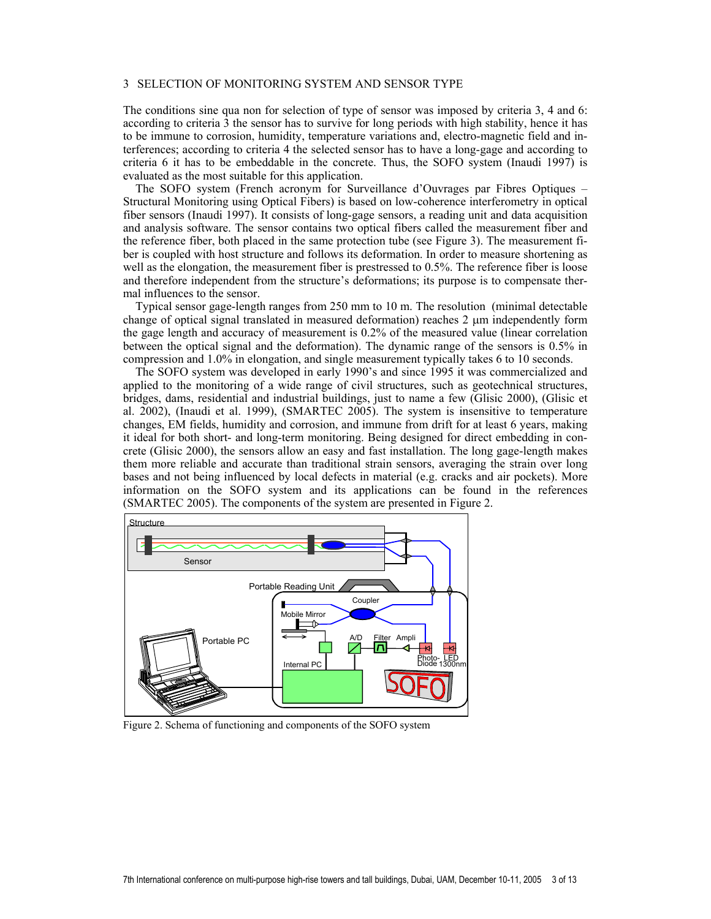## 3 SELECTION OF MONITORING SYSTEM AND SENSOR TYPE

The conditions sine qua non for selection of type of sensor was imposed by criteria 3, 4 and 6: according to criteria 3 the sensor has to survive for long periods with high stability, hence it has to be immune to corrosion, humidity, temperature variations and, electro-magnetic field and interferences; according to criteria 4 the selected sensor has to have a long-gage and according to criteria 6 it has to be embeddable in the concrete. Thus, the SOFO system (Inaudi 1997) is evaluated as the most suitable for this application.

The SOFO system (French acronym for Surveillance d'Ouvrages par Fibres Optiques – Structural Monitoring using Optical Fibers) is based on low-coherence interferometry in optical fiber sensors (Inaudi 1997). It consists of long-gage sensors, a reading unit and data acquisition and analysis software. The sensor contains two optical fibers called the measurement fiber and the reference fiber, both placed in the same protection tube (see Figure 3). The measurement fiber is coupled with host structure and follows its deformation. In order to measure shortening as well as the elongation, the measurement fiber is prestressed to 0.5%. The reference fiber is loose and therefore independent from the structure's deformations; its purpose is to compensate thermal influences to the sensor.

Typical sensor gage-length ranges from 250 mm to 10 m. The resolution (minimal detectable change of optical signal translated in measured deformation) reaches 2 μm independently form the gage length and accuracy of measurement is 0.2% of the measured value (linear correlation between the optical signal and the deformation). The dynamic range of the sensors is 0.5% in compression and 1.0% in elongation, and single measurement typically takes 6 to 10 seconds.

The SOFO system was developed in early 1990's and since 1995 it was commercialized and applied to the monitoring of a wide range of civil structures, such as geotechnical structures, bridges, dams, residential and industrial buildings, just to name a few (Glisic 2000), (Glisic et al. 2002), (Inaudi et al. 1999), (SMARTEC 2005). The system is insensitive to temperature changes, EM fields, humidity and corrosion, and immune from drift for at least 6 years, making it ideal for both short- and long-term monitoring. Being designed for direct embedding in concrete (Glisic 2000), the sensors allow an easy and fast installation. The long gage-length makes them more reliable and accurate than traditional strain sensors, averaging the strain over long bases and not being influenced by local defects in material (e.g. cracks and air pockets). More information on the SOFO system and its applications can be found in the references (SMARTEC 2005). The components of the system are presented in Figure 2.

Figure 2. Schema of functioning and components of the SOFO system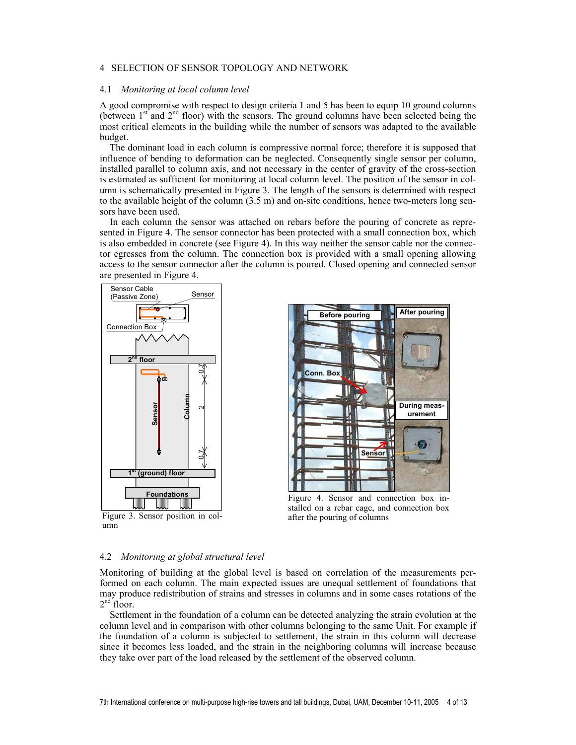## 4 SELECTION OF SENSOR TOPOLOGY AND NETWORK

### 4.1 *Monitoring at local column level*

A good compromise with respect to design criteria 1 and 5 has been to equip 10 ground columns (between 1st and 2nd floor) with the sensors. The ground columns have been selected being the most critical elements in the building while the number of sensors was adapted to the available budget.

The dominant load in each column is compressive normal force; therefore it is supposed that influence of bending to deformation can be neglected. Consequently single sensor per column, installed parallel to column axis, and not necessary in the center of gravity of the cross-section is estimated as sufficient for monitoring at local column level. The position of the sensor in column is schematically presented in Figure 3. The length of the sensors is determined with respect to the available height of the column (3.5 m) and on-site conditions, hence two-meters long sensors have been used.

In each column the sensor was attached on rebars before the pouring of concrete as represented in Figure 4. The sensor connector has been protected with a small connection box, which is also embedded in concrete (see Figure 4). In this way neither the sensor cable nor the connector egresses from the column. The connection box is provided with a small opening allowing access to the sensor connector after the column is poured. Closed opening and connected sensor are presented in Figure 4.

Figure 3. Sensor position in column

Figure 4. Sensor and connection box installed on a rebar cage, and connection box after the pouring of columns

### 4.2 *Monitoring at global structural level*

Monitoring of building at the global level is based on correlation of the measurements performed on each column. The main expected issues are unequal settlement of foundations that may produce redistribution of strains and stresses in columns and in some cases rotations of the 2nd floor.

Settlement in the foundation of a column can be detected analyzing the strain evolution at the column level and in comparison with other columns belonging to the same Unit. For example if the foundation of a column is subjected to settlement, the strain in this column will decrease since it becomes less loaded, and the strain in the neighboring columns will increase because they take over part of the load released by the settlement of the observed column.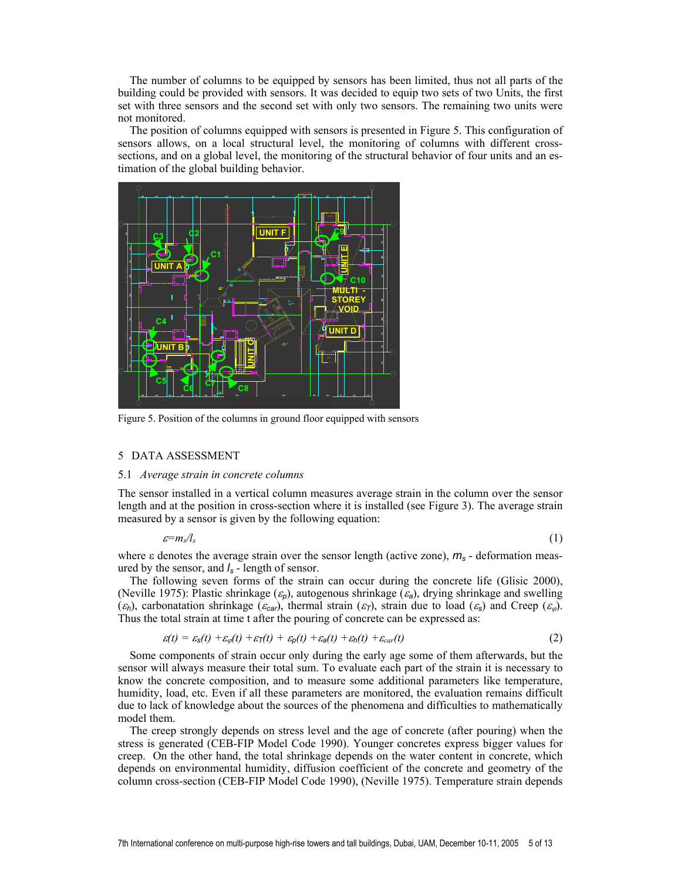The number of columns to be equipped by sensors has been limited, thus not all parts of the building could be provided with sensors. It was decided to equip two sets of two Units, the first set with three sensors and the second set with only two sensors. The remaining two units were not monitored.

The position of columns equipped with sensors is presented in Figure 5. This configuration of sensors allows, on a local structural level, the monitoring of columns with different cross-sections, and on a global level, the monitoring of the structural behavior of four units and an estimation of the global building behavior.

Figure 5. Position of the columns in ground floor equipped with sensors

## 5 DATA ASSESSMENT

### 5.1 *Average strain in concrete columns*

The sensor installed in a vertical column measures average strain in the column over the sensor length and at the position in cross-section where it is installed (see Figure 3). The average strain measured by a sensor is given by the following equation:

$$\varepsilon = m_s / l_s \tag{1}$$

where ε denotes the average strain over the sensor length (active zone), $m_s$ - deformation measured by the sensor, and $l_s$ - length of sensor.

The following seven forms of the strain can occur during the concrete life (Glisic 2000), (Neville 1975): Plastic shrinkage ($\varepsilon_p$), autogenous shrinkage ($\varepsilon_a$), drying shrinkage and swelling ($\varepsilon_h$), carbonatation shrinkage ($\varepsilon_{car}$), thermal strain ($\varepsilon_T$), strain due to load ($\varepsilon_s$) and Creep ($\varepsilon_\varphi$). Thus the total strain at time t after the pouring of concrete can be expressed as:

$$\varepsilon(t) = \varepsilon_s(t) + \varepsilon_\varphi(t) + \varepsilon_T(t) + \varepsilon_p(t) + \varepsilon_a(t) + \varepsilon_h(t) + \varepsilon_{car}(t) \tag{2}$$

Some components of strain occur only during the early age some of them afterwards, but the sensor will always measure their total sum. To evaluate each part of the strain it is necessary to know the concrete composition, and to measure some additional parameters like temperature, humidity, load, etc. Even if all these parameters are monitored, the evaluation remains difficult due to lack of knowledge about the sources of the phenomena and difficulties to mathematically model them.

The creep strongly depends on stress level and the age of concrete (after pouring) when the stress is generated (CEB-FIP Model Code 1990). Younger concretes express bigger values for creep. On the other hand, the total shrinkage depends on the water content in concrete, which depends on environmental humidity, diffusion coefficient of the concrete and geometry of the column cross-section (CEB-FIP Model Code 1990), (Neville 1975). Temperature strain depends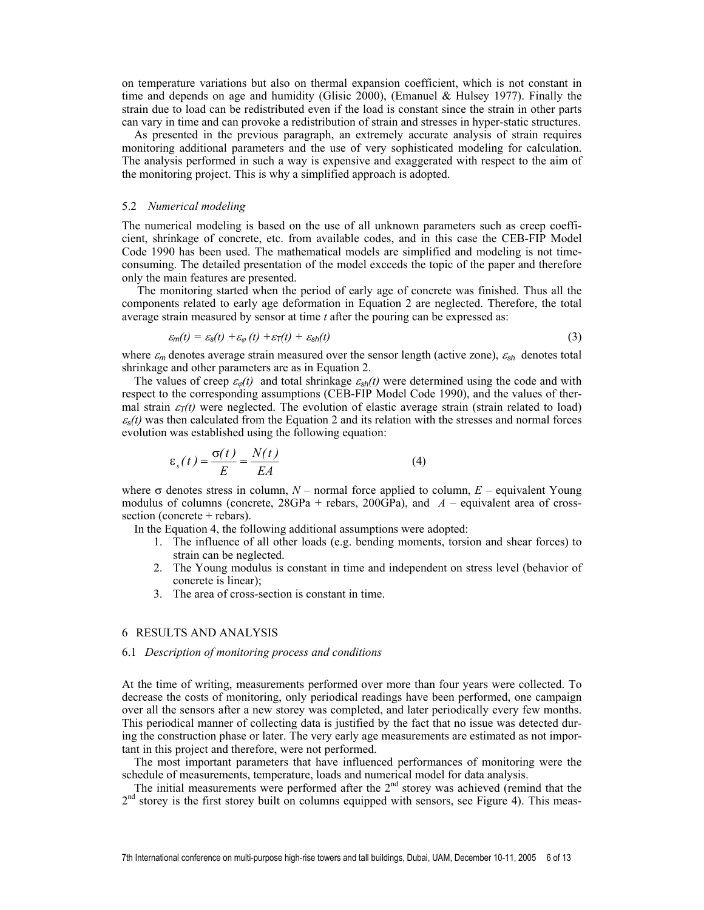on temperature variations but also on thermal expansion coefficient, which is not constant in time and depends on age and humidity (Glisic 2000), (Emanuel & Hulsey 1977). Finally the strain due to load can be redistributed even if the load is constant since the strain in other parts can vary in time and can provoke a redistribution of strain and stresses in hyper-static structures.

As presented in the previous paragraph, an extremely accurate analysis of strain requires monitoring additional parameters and the use of very sophisticated modeling for calculation. The analysis performed in such a way is expensive and exaggerated with respect to the aim of the monitoring project. This is why a simplified approach is adopted.

### 5.2 *Numerical modeling*

The numerical modeling is based on the use of all unknown parameters such as creep coefficient, shrinkage of concrete, etc. from available codes, and in this case the CEB-FIP Model Code 1990 has been used. The mathematical models are simplified and modeling is not time-consuming. The detailed presentation of the model exceeds the topic of the paper and therefore only the main features are presented.

The monitoring started when the period of early age of concrete was finished. Thus all the components related to early age deformation in Equation 2 are neglected. Therefore, the total average strain measured by sensor at time *t* after the pouring can be expressed as:

$$\varepsilon_m(t) = \varepsilon_s(t) + \varepsilon_\varphi(t) + \varepsilon_T(t) + \varepsilon_{sh}(t) \tag{3}$$

where $\varepsilon_m$ denotes average strain measured over the sensor length (active zone), $\varepsilon_{sh}$ denotes total shrinkage and other parameters are as in Equation 2.

The values of creep $\varepsilon_\varphi(t)$ and total shrinkage $\varepsilon_{sh}(t)$ were determined using the code and with respect to the corresponding assumptions (CEB-FIP Model Code 1990), and the values of thermal strain $\varepsilon_T(t)$ were neglected. The evolution of elastic average strain (strain related to load) $\varepsilon_s(t)$ was then calculated from the Equation 2 and its relation with the stresses and normal forces evolution was established using the following equation:

$$\varepsilon_s(t) = \frac{\sigma(t)}{E} = \frac{N(t)}{EA} \tag{4}$$

where $\sigma$ denotes stress in column, $N$ – normal force applied to column, $E$ – equivalent Young modulus of columns (concrete, 28GPa + rebars, 200GPa), and $A$ – equivalent area of cross-section (concrete + rebars).

In the Equation 4, the following additional assumptions were adopted:

1. The influence of all other loads (e.g. bending moments, torsion and shear forces) to strain can be neglected.
2. The Young modulus is constant in time and independent on stress level (behavior of concrete is linear);
3. The area of cross-section is constant in time.

## 6 RESULTS AND ANALYSIS

### 6.1 *Description of monitoring process and conditions*

At the time of writing, measurements performed over more than four years were collected. To decrease the costs of monitoring, only periodical readings have been performed, one campaign over all the sensors after a new storey was completed, and later periodically every few months. This periodical manner of collecting data is justified by the fact that no issue was detected during the construction phase or later. The very early age measurements are estimated as not important in this project and therefore, were not performed.

The most important parameters that have influenced performances of monitoring were the schedule of measurements, temperature, loads and numerical model for data analysis.

The initial measurements were performed after the 2nd storey was achieved (remind that the 2nd storey is the first storey built on columns equipped with sensors, see Figure 4). This meas-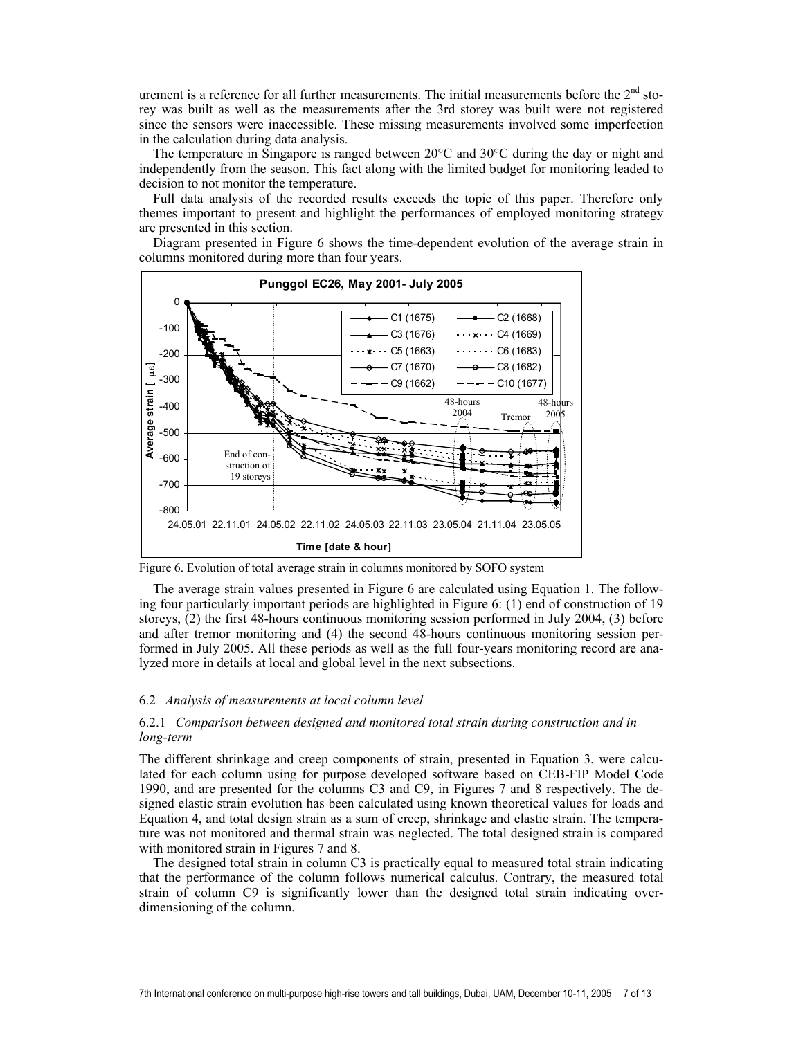urement is a reference for all further measurements. The initial measurements before the 2nd storey was built as well as the measurements after the 3rd storey was built were not registered since the sensors were inaccessible. These missing measurements involved some imperfection in the calculation during data analysis.

The temperature in Singapore is ranged between 20°C and 30°C during the day or night and independently from the season. This fact along with the limited budget for monitoring leaded to decision to not monitor the temperature.

Full data analysis of the recorded results exceeds the topic of this paper. Therefore only themes important to present and highlight the performances of employed monitoring strategy are presented in this section.

Diagram presented in Figure 6 shows the time-dependent evolution of the average strain in columns monitored during more than four years.

Figure 6. Evolution of total average strain in columns monitored by SOFO system

The average strain values presented in Figure 6 are calculated using Equation 1. The following four particularly important periods are highlighted in Figure 6: (1) end of construction of 19 storeys, (2) the first 48-hours continuous monitoring session performed in July 2004, (3) before and after tremor monitoring and (4) the second 48-hours continuous monitoring session performed in July 2005. All these periods as well as the full four-years monitoring record are analyzed more in details at local and global level in the next subsections.

### 6.2 *Analysis of measurements at local column level*

#### 6.2.1 *Comparison between designed and monitored total strain during construction and in long-term*

The different shrinkage and creep components of strain, presented in Equation 3, were calculated for each column using for purpose developed software based on CEB-FIP Model Code 1990, and are presented for the columns C3 and C9, in Figures 7 and 8 respectively. The designed elastic strain evolution has been calculated using known theoretical values for loads and Equation 4, and total design strain as a sum of creep, shrinkage and elastic strain. The temperature was not monitored and thermal strain was neglected. The total designed strain is compared with monitored strain in Figures 7 and 8.

The designed total strain in column C3 is practically equal to measured total strain indicating that the performance of the column follows numerical calculus. Contrary, the measured total strain of column C9 is significantly lower than the designed total strain indicating over-dimensioning of the column.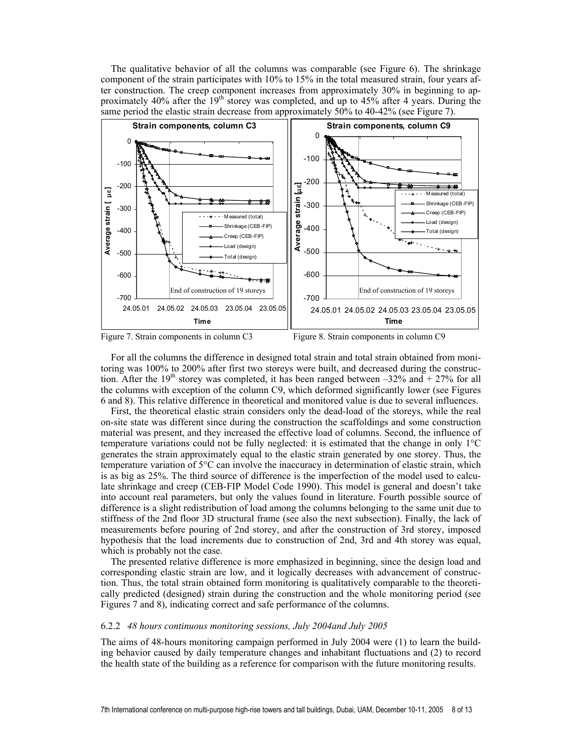The qualitative behavior of all the columns was comparable (see Figure 6). The shrinkage component of the strain participates with 10% to 15% in the total measured strain, four years after construction. The creep component increases from approximately 30% in beginning to approximately 40% after the 19[th] storey was completed, and up to 45% after 4 years. During the same period the elastic strain decrease from approximately 50% to 40-42% (see Figure 7).

Figure 7. Strain components in column C3

Figure 8. Strain components in column C9

For all the columns the difference in designed total strain and total strain obtained from monitoring was 100% to 200% after first two storeys were built, and decreased during the construction. After the 19[th] storey was completed, it has been ranged between –32% and + 27% for all the columns with exception of the column C9, which deformed significantly lower (see Figures 6 and 8). This relative difference in theoretical and monitored value is due to several influences.

First, the theoretical elastic strain considers only the dead-load of the storeys, while the real on-site state was different since during the construction the scaffoldings and some construction material was present, and they increased the effective load of columns. Second, the influence of temperature variations could not be fully neglected: it is estimated that the change in only 1°C generates the strain approximately equal to the elastic strain generated by one storey. Thus, the temperature variation of 5°C can involve the inaccuracy in determination of elastic strain, which is as big as 25%. The third source of difference is the imperfection of the model used to calculate shrinkage and creep (CEB-FIP Model Code 1990). This model is general and doesn't take into account real parameters, but only the values found in literature. Fourth possible source of difference is a slight redistribution of load among the columns belonging to the same unit due to stiffness of the 2nd floor 3D structural frame (see also the next subsection). Finally, the lack of measurements before pouring of 2nd storey, and after the construction of 3rd storey, imposed hypothesis that the load increments due to construction of 2nd, 3rd and 4th storey was equal, which is probably not the case.

The presented relative difference is more emphasized in beginning, since the design load and corresponding elastic strain are low, and it logically decreases with advancement of construction. Thus, the total strain obtained form monitoring is qualitatively comparable to the theoretically predicted (designed) strain during the construction and the whole monitoring period (see Figures 7 and 8), indicating correct and safe performance of the columns.

### 6.2.2 *48 hours continuous monitoring sessions, July 2004and July 2005*

The aims of 48-hours monitoring campaign performed in July 2004 were (1) to learn the building behavior caused by daily temperature changes and inhabitant fluctuations and (2) to record the health state of the building as a reference for comparison with the future monitoring results.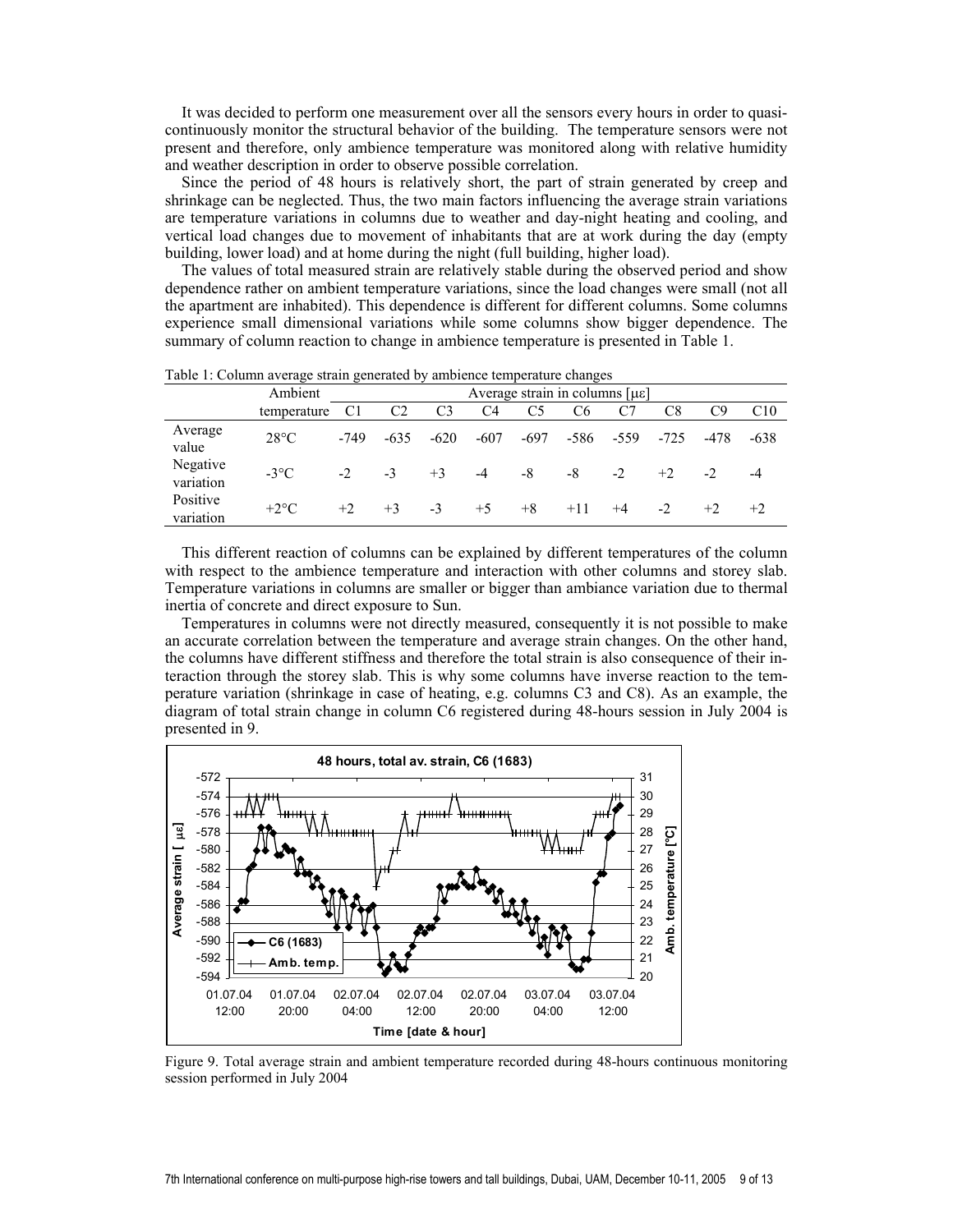It was decided to perform one measurement over all the sensors every hours in order to quasi-continuously monitor the structural behavior of the building. The temperature sensors were not present and therefore, only ambience temperature was monitored along with relative humidity and weather description in order to observe possible correlation.

Since the period of 48 hours is relatively short, the part of strain generated by creep and shrinkage can be neglected. Thus, the two main factors influencing the average strain variations are temperature variations in columns due to weather and day-night heating and cooling, and vertical load changes due to movement of inhabitants that are at work during the day (empty building, lower load) and at home during the night (full building, higher load).

The values of total measured strain are relatively stable during the observed period and show dependence rather on ambient temperature variations, since the load changes were small (not all the apartment are inhabited). This dependence is different for different columns. Some columns experience small dimensional variations while some columns show bigger dependence. The summary of column reaction to change in ambience temperature is presented in Table 1.

Table 1: Column average strain generated by ambience temperature changes

| | Ambient temperature | Average strain in columns [με] | | | | | | | | | |
|---|---|---|---|---|---|---|---|---|---|---|---|
| | | C1 | C2 | C3 | C4 | C5 | C6 | C7 | C8 | C9 | C10 |
| Average value | 28°C | -749 | -635 | -620 | -607 | -697 | -586 | -559 | -725 | -478 | -638 |
| Negative variation | -3°C | -2 | -3 | +3 | -4 | -8 | -8 | -2 | +2 | -2 | -4 |
| Positive variation | +2°C | +2 | +3 | -3 | +5 | +8 | +11 | +4 | -2 | +2 | +2 |

This different reaction of columns can be explained by different temperatures of the column with respect to the ambience temperature and interaction with other columns and storey slab. Temperature variations in columns are smaller or bigger than ambiance variation due to thermal inertia of concrete and direct exposure to Sun.

Temperatures in columns were not directly measured, consequently it is not possible to make an accurate correlation between the temperature and average strain changes. On the other hand, the columns have different stiffness and therefore the total strain is also consequence of their interaction through the storey slab. This is why some columns have inverse reaction to the temperature variation (shrinkage in case of heating, e.g. columns C3 and C8). As an example, the diagram of total strain change in column C6 registered during 48-hours session in July 2004 is presented in 9.

Figure 9. Total average strain and ambient temperature recorded during 48-hours continuous monitoring session performed in July 2004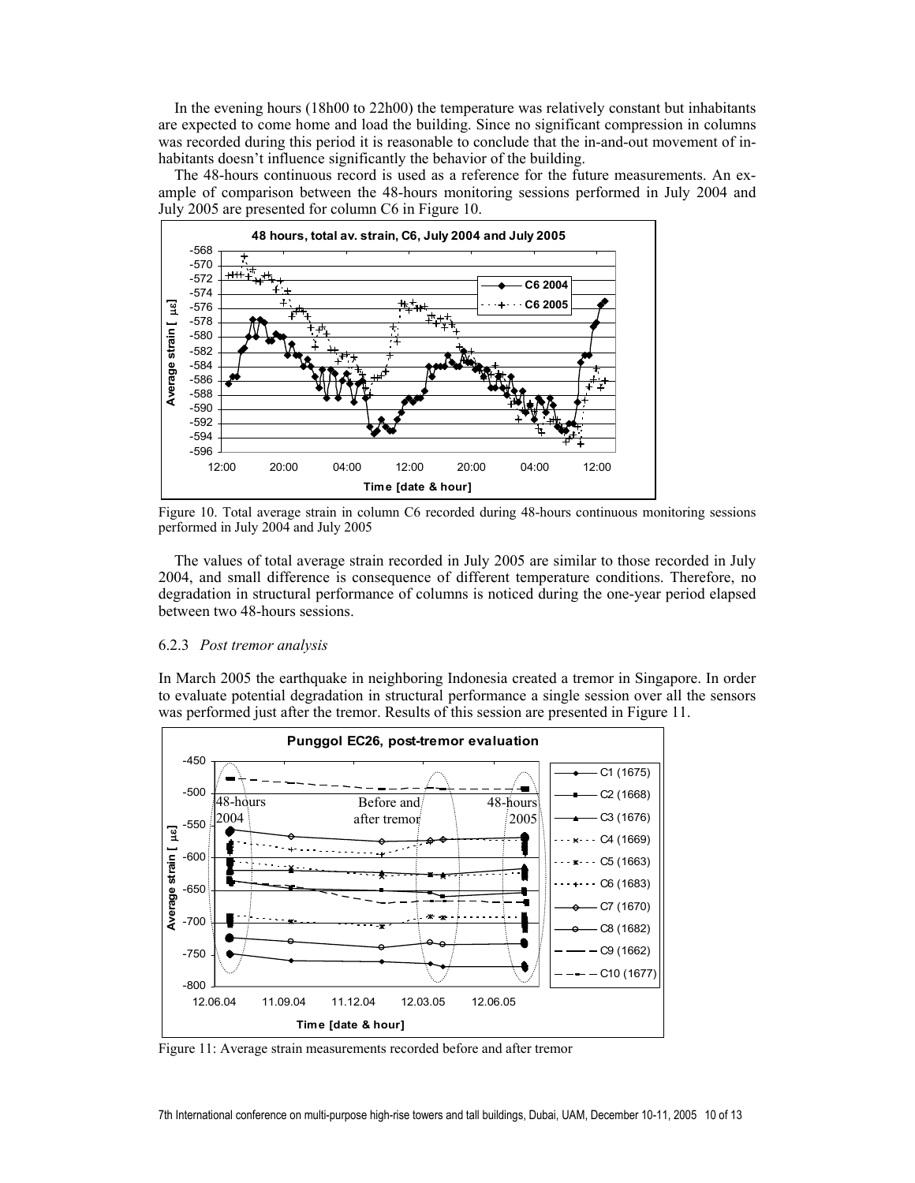In the evening hours (18h00 to 22h00) the temperature was relatively constant but inhabitants are expected to come home and load the building. Since no significant compression in columns was recorded during this period it is reasonable to conclude that the in-and-out movement of inhabitants doesn't influence significantly the behavior of the building.

The 48-hours continuous record is used as a reference for the future measurements. An example of comparison between the 48-hours monitoring sessions performed in July 2004 and July 2005 are presented for column C6 in Figure 10.

Figure 10. Total average strain in column C6 recorded during 48-hours continuous monitoring sessions performed in July 2004 and July 2005

The values of total average strain recorded in July 2005 are similar to those recorded in July 2004, and small difference is consequence of different temperature conditions. Therefore, no degradation in structural performance of columns is noticed during the one-year period elapsed between two 48-hours sessions.

### 6.2.3 *Post tremor analysis*

In March 2005 the earthquake in neighboring Indonesia created a tremor in Singapore. In order to evaluate potential degradation in structural performance a single session over all the sensors was performed just after the tremor. Results of this session are presented in Figure 11.

Figure 11: Average strain measurements recorded before and after tremor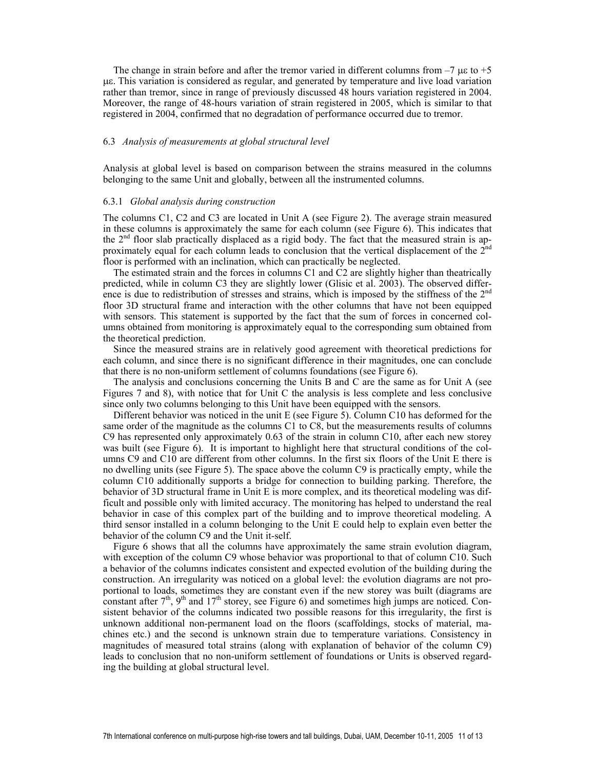The change in strain before and after the tremor varied in different columns from –7 με to +5 με. This variation is considered as regular, and generated by temperature and live load variation rather than tremor, since in range of previously discussed 48 hours variation registered in 2004. Moreover, the range of 48-hours variation of strain registered in 2005, which is similar to that registered in 2004, confirmed that no degradation of performance occurred due to tremor.

### 6.3 *Analysis of measurements at global structural level*

Analysis at global level is based on comparison between the strains measured in the columns belonging to the same Unit and globally, between all the instrumented columns.

#### 6.3.1 *Global analysis during construction*

The columns C1, C2 and C3 are located in Unit A (see Figure 2). The average strain measured in these columns is approximately the same for each column (see Figure 6). This indicates that the 2nd floor slab practically displaced as a rigid body. The fact that the measured strain is approximately equal for each column leads to conclusion that the vertical displacement of the 2nd floor is performed with an inclination, which can practically be neglected.

The estimated strain and the forces in columns C1 and C2 are slightly higher than theatrically predicted, while in column C3 they are slightly lower (Glisic et al. 2003). The observed difference is due to redistribution of stresses and strains, which is imposed by the stiffness of the 2nd floor 3D structural frame and interaction with the other columns that have not been equipped with sensors. This statement is supported by the fact that the sum of forces in concerned columns obtained from monitoring is approximately equal to the corresponding sum obtained from the theoretical prediction.

Since the measured strains are in relatively good agreement with theoretical predictions for each column, and since there is no significant difference in their magnitudes, one can conclude that there is no non-uniform settlement of columns foundations (see Figure 6).

The analysis and conclusions concerning the Units B and C are the same as for Unit A (see Figures 7 and 8), with notice that for Unit C the analysis is less complete and less conclusive since only two columns belonging to this Unit have been equipped with the sensors.

Different behavior was noticed in the unit E (see Figure 5). Column C10 has deformed for the same order of the magnitude as the columns C1 to C8, but the measurements results of columns C9 has represented only approximately 0.63 of the strain in column C10, after each new storey was built (see Figure 6). It is important to highlight here that structural conditions of the columns C9 and C10 are different from other columns. In the first six floors of the Unit E there is no dwelling units (see Figure 5). The space above the column C9 is practically empty, while the column C10 additionally supports a bridge for connection to building parking. Therefore, the behavior of 3D structural frame in Unit E is more complex, and its theoretical modeling was difficult and possible only with limited accuracy. The monitoring has helped to understand the real behavior in case of this complex part of the building and to improve theoretical modeling. A third sensor installed in a column belonging to the Unit E could help to explain even better the behavior of the column C9 and the Unit it-self.

Figure 6 shows that all the columns have approximately the same strain evolution diagram, with exception of the column C9 whose behavior was proportional to that of column C10. Such a behavior of the columns indicates consistent and expected evolution of the building during the construction. An irregularity was noticed on a global level: the evolution diagrams are not proportional to loads, sometimes they are constant even if the new storey was built (diagrams are constant after 7th, 9th and 17th storey, see Figure 6) and sometimes high jumps are noticed. Consistent behavior of the columns indicated two possible reasons for this irregularity, the first is unknown additional non-permanent load on the floors (scaffoldings, stocks of material, machines etc.) and the second is unknown strain due to temperature variations. Consistency in magnitudes of measured total strains (along with explanation of behavior of the column C9) leads to conclusion that no non-uniform settlement of foundations or Units is observed regarding the building at global structural level.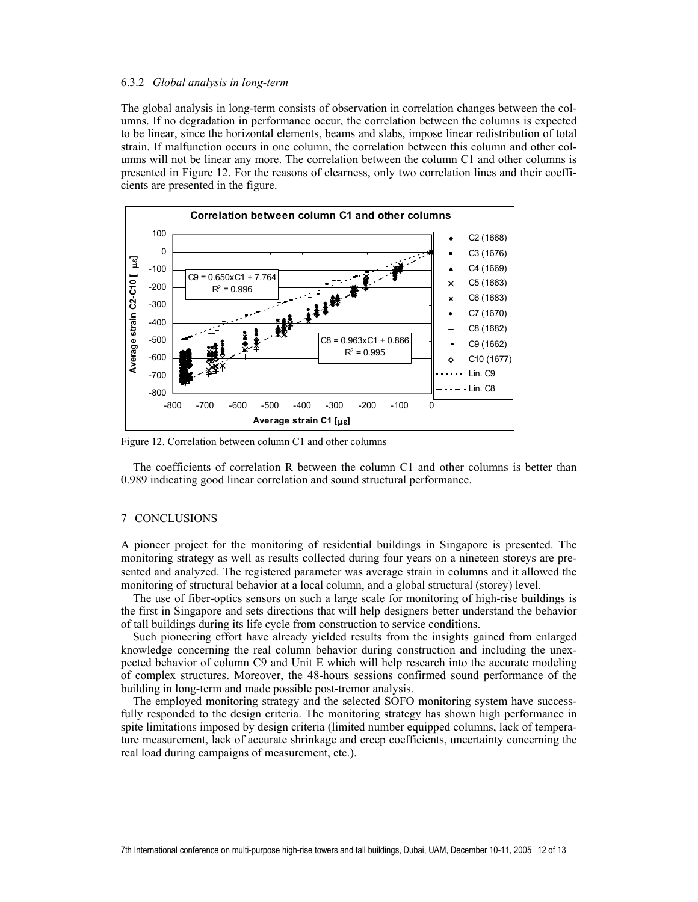### 6.3.2 *Global analysis in long-term*

The global analysis in long-term consists of observation in correlation changes between the columns. If no degradation in performance occur, the correlation between the columns is expected to be linear, since the horizontal elements, beams and slabs, impose linear redistribution of total strain. If malfunction occurs in one column, the correlation between this column and other columns will not be linear any more. The correlation between the column C1 and other columns is presented in Figure 12. For the reasons of clearness, only two correlation lines and their coefficients are presented in the figure.

Figure 12. Correlation between column C1 and other columns

The coefficients of correlation R between the column C1 and other columns is better than 0.989 indicating good linear correlation and sound structural performance.

## 7 CONCLUSIONS

A pioneer project for the monitoring of residential buildings in Singapore is presented. The monitoring strategy as well as results collected during four years on a nineteen storeys are presented and analyzed. The registered parameter was average strain in columns and it allowed the monitoring of structural behavior at a local column, and a global structural (storey) level.

The use of fiber-optics sensors on such a large scale for monitoring of high-rise buildings is the first in Singapore and sets directions that will help designers better understand the behavior of tall buildings during its life cycle from construction to service conditions.

Such pioneering effort have already yielded results from the insights gained from enlarged knowledge concerning the real column behavior during construction and including the unexpected behavior of column C9 and Unit E which will help research into the accurate modeling of complex structures. Moreover, the 48-hours sessions confirmed sound performance of the building in long-term and made possible post-tremor analysis.

The employed monitoring strategy and the selected SOFO monitoring system have successfully responded to the design criteria. The monitoring strategy has shown high performance in spite limitations imposed by design criteria (limited number equipped columns, lack of temperature measurement, lack of accurate shrinkage and creep coefficients, uncertainty concerning the real load during campaigns of measurement, etc.).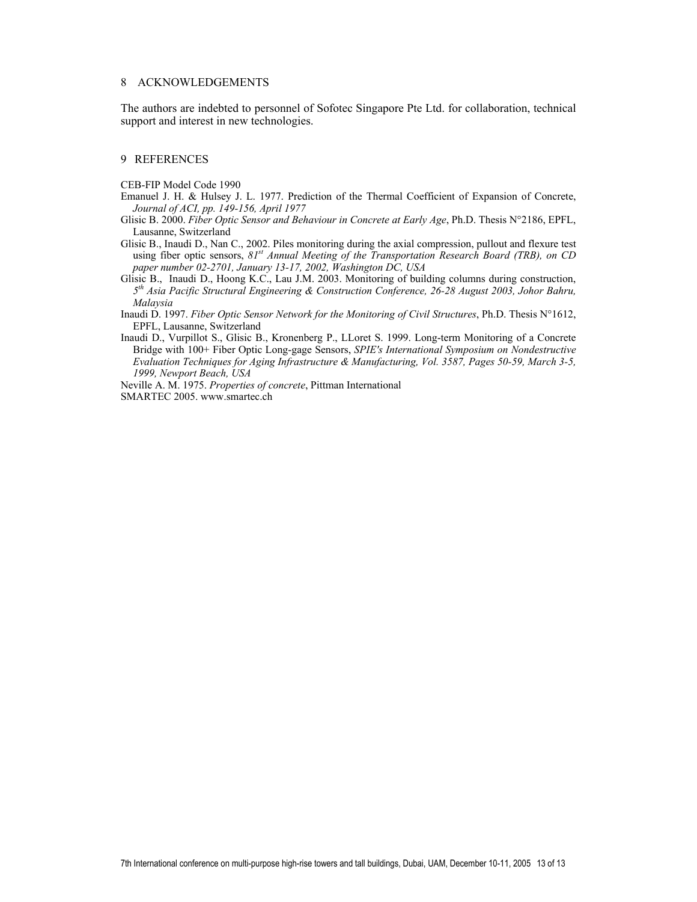## 8 ACKNOWLEDGEMENTS

The authors are indebted to personnel of Sofotec Singapore Pte Ltd. for collaboration, technical support and interest in new technologies.

## 9 REFERENCES

CEB-FIP Model Code 1990

Emanuel J. H. & Hulsey J. L. 1977. Prediction of the Thermal Coefficient of Expansion of Concrete, *Journal of ACI, pp. 149-156, April 1977*

Glisic B. 2000. *Fiber Optic Sensor and Behaviour in Concrete at Early Age*, Ph.D. Thesis N°2186, EPFL, Lausanne, Switzerland

Glisic B., Inaudi D., Nan C., 2002. Piles monitoring during the axial compression, pullout and flexure test using fiber optic sensors, *81st Annual Meeting of the Transportation Research Board (TRB), on CD paper number 02-2701, January 13-17, 2002, Washington DC, USA*

Glisic B., Inaudi D., Hoong K.C., Lau J.M. 2003. Monitoring of building columns during construction, *5th Asia Pacific Structural Engineering & Construction Conference, 26-28 August 2003, Johor Bahru, Malaysia*

Inaudi D. 1997. *Fiber Optic Sensor Network for the Monitoring of Civil Structures*, Ph.D. Thesis N°1612, EPFL, Lausanne, Switzerland

Inaudi D., Vurpillot S., Glisic B., Kronenberg P., LLoret S. 1999. Long-term Monitoring of a Concrete Bridge with 100+ Fiber Optic Long-gage Sensors, *SPIE's International Symposium on Nondestructive Evaluation Techniques for Aging Infrastructure & Manufacturing, Vol. 3587, Pages 50-59, March 3-5, 1999, Newport Beach, USA*

Neville A. M. 1975. *Properties of concrete*, Pittman International

SMARTEC 2005. www.smartec.ch